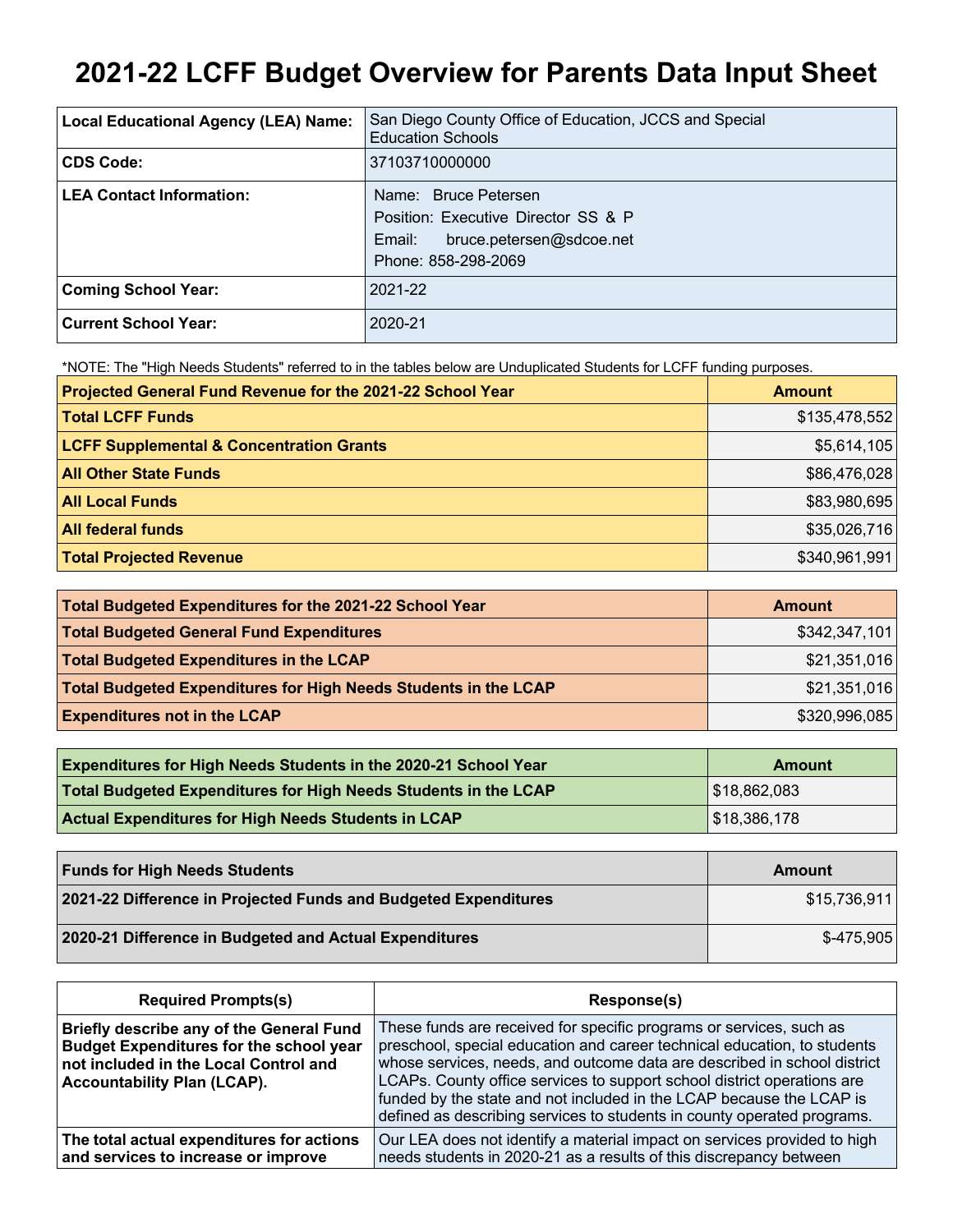# 2021-22 LCFF Budget Overview for Parents Data Input Sheet

| | |
|---|---|
| **Local Educational Agency (LEA) Name:** | San Diego County Office of Education, JCCS and Special Education Schools |
| **CDS Code:** | 37103710000000 |
| **LEA Contact Information:** | Name: Bruce Petersen<br>Position: Executive Director SS & P<br>Email: bruce.petersen@sdcoe.net<br>Phone: 858-298-2069 |
| **Coming School Year:** | 2021-22 |
| **Current School Year:** | 2020-21 |

*NOTE: The "High Needs Students" referred to in the tables below are Unduplicated Students for LCFF funding purposes.

| Projected General Fund Revenue for the 2021-22 School Year | Amount |
|---|---|
| **Total LCFF Funds** | $135,478,552 |
| **LCFF Supplemental & Concentration Grants** | $5,614,105 |
| **All Other State Funds** | $86,476,028 |
| **All Local Funds** | $83,980,695 |
| **All federal funds** | $35,026,716 |
| **Total Projected Revenue** | $340,961,991 |

| Total Budgeted Expenditures for the 2021-22 School Year | Amount |
|---|---|
| **Total Budgeted General Fund Expenditures** | $342,347,101 |
| **Total Budgeted Expenditures in the LCAP** | $21,351,016 |
| **Total Budgeted Expenditures for High Needs Students in the LCAP** | $21,351,016 |
| **Expenditures not in the LCAP** | $320,996,085 |

| Expenditures for High Needs Students in the 2020-21 School Year | Amount |
|---|---|
| **Total Budgeted Expenditures for High Needs Students in the LCAP** | $18,862,083 |
| **Actual Expenditures for High Needs Students in LCAP** | $18,386,178 |

| Funds for High Needs Students | Amount |
|---|---|
| **2021-22 Difference in Projected Funds and Budgeted Expenditures** | $15,736,911 |
| **2020-21 Difference in Budgeted and Actual Expenditures** | $-475,905 |

| Required Prompts(s) | Response(s) |
|---|---|
| **Briefly describe any of the General Fund Budget Expenditures for the school year not included in the Local Control and Accountability Plan (LCAP).** | These funds are received for specific programs or services, such as preschool, special education and career technical education, to students whose services, needs, and outcome data are described in school district LCAPs. County office services to support school district operations are funded by the state and not included in the LCAP because the LCAP is defined as describing services to students in county operated programs. |
| **The total actual expenditures for actions and services to increase or improve** | Our LEA does not identify a material impact on services provided to high needs students in 2020-21 as a results of this discrepancy between |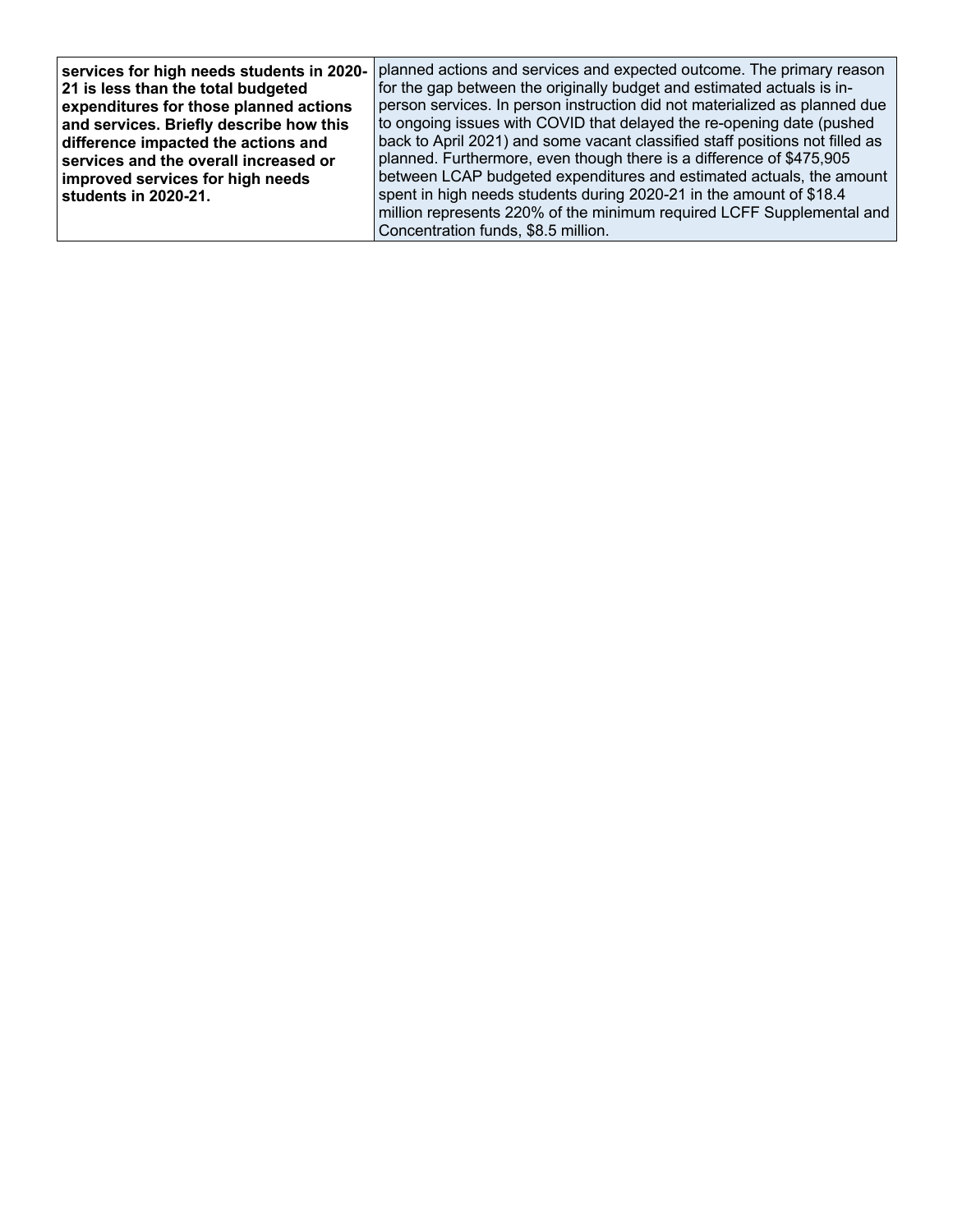| | |
|---|---|
| **services for high needs students in 2020-21 is less than the total budgeted expenditures for those planned actions and services. Briefly describe how this difference impacted the actions and services and the overall increased or improved services for high needs students in 2020-21.** | planned actions and services and expected outcome. The primary reason for the gap between the originally budget and estimated actuals is in-person services. In person instruction did not materialized as planned due to ongoing issues with COVID that delayed the re-opening date (pushed back to April 2021) and some vacant classified staff positions not filled as planned. Furthermore, even though there is a difference of $475,905 between LCAP budgeted expenditures and estimated actuals, the amount spent in high needs students during 2020-21 in the amount of $18.4 million represents 220% of the minimum required LCFF Supplemental and Concentration funds, $8.5 million. |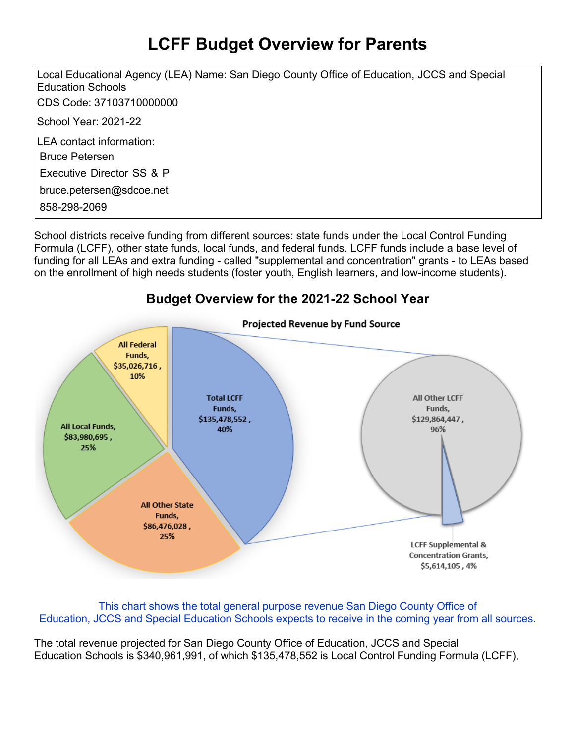# LCFF Budget Overview for Parents

Local Educational Agency (LEA) Name: San Diego County Office of Education, JCCS and Special Education Schools

CDS Code: 37103710000000

School Year: 2021-22

LEA contact information:

Bruce Petersen

Executive Director SS & P

bruce.petersen@sdcoe.net

858-298-2069

School districts receive funding from different sources: state funds under the Local Control Funding Formula (LCFF), other state funds, local funds, and federal funds. LCFF funds include a base level of funding for all LEAs and extra funding - called "supplemental and concentration" grants - to LEAs based on the enrollment of high needs students (foster youth, English learners, and low-income students).

## Budget Overview for the 2021-22 School Year

**Projected Revenue by Fund Source**

- All Federal Funds, $35,026,716 , 10%
- All Local Funds, $83,980,695 , 25%
- All Other State Funds, $86,476,028 , 25%
- Total LCFF Funds, $135,478,552 , 40%
  - All Other LCFF Funds, $129,864,447 , 96%
  - LCFF Supplemental & Concentration Grants, $5,614,105 , 4%

This chart shows the total general purpose revenue San Diego County Office of Education, JCCS and Special Education Schools expects to receive in the coming year from all sources.

The total revenue projected for San Diego County Office of Education, JCCS and Special Education Schools is $340,961,991, of which $135,478,552 is Local Control Funding Formula (LCFF),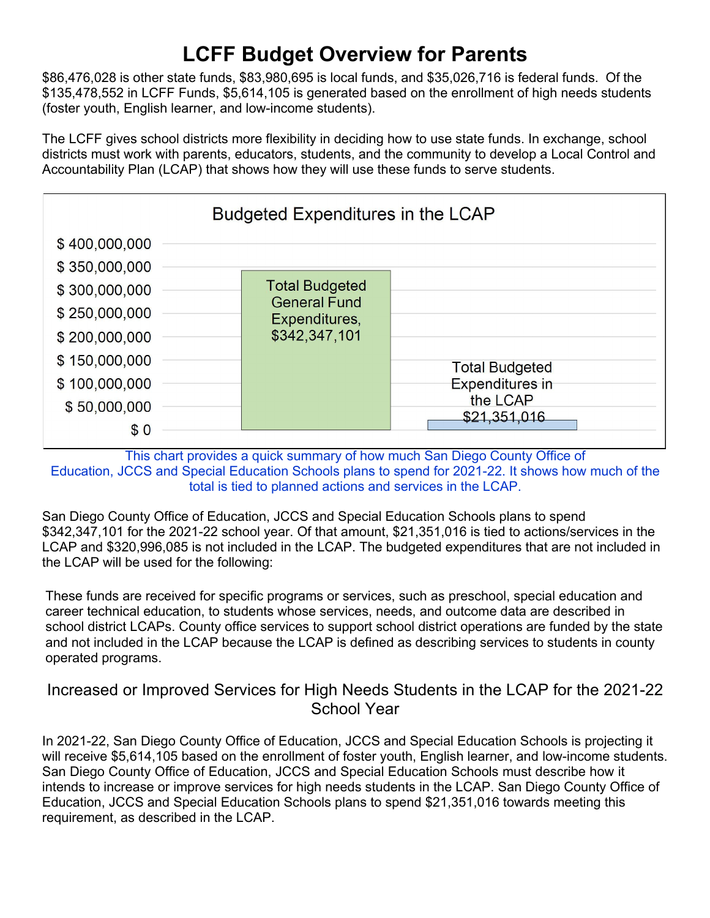# LCFF Budget Overview for Parents

$86,476,028 is other state funds, $83,980,695 is local funds, and $35,026,716 is federal funds. Of the $135,478,552 in LCFF Funds, $5,614,105 is generated based on the enrollment of high needs students (foster youth, English learner, and low-income students).

The LCFF gives school districts more flexibility in deciding how to use state funds. In exchange, school districts must work with parents, educators, students, and the community to develop a Local Control and Accountability Plan (LCAP) that shows how they will use these funds to serve students.

**Budgeted Expenditures in the LCAP**

| Category | Amount |
|---|---|
| Total Budgeted General Fund Expenditures | $342,347,101 |
| Total Budgeted Expenditures in the LCAP | $21,351,016 |

This chart provides a quick summary of how much San Diego County Office of Education, JCCS and Special Education Schools plans to spend for 2021-22. It shows how much of the total is tied to planned actions and services in the LCAP.

San Diego County Office of Education, JCCS and Special Education Schools plans to spend $342,347,101 for the 2021-22 school year. Of that amount, $21,351,016 is tied to actions/services in the LCAP and $320,996,085 is not included in the LCAP. The budgeted expenditures that are not included in the LCAP will be used for the following:

These funds are received for specific programs or services, such as preschool, special education and career technical education, to students whose services, needs, and outcome data are described in school district LCAPs. County office services to support school district operations are funded by the state and not included in the LCAP because the LCAP is defined as describing services to students in county operated programs.

## Increased or Improved Services for High Needs Students in the LCAP for the 2021-22 School Year

In 2021-22, San Diego County Office of Education, JCCS and Special Education Schools is projecting it will receive $5,614,105 based on the enrollment of foster youth, English learner, and low-income students. San Diego County Office of Education, JCCS and Special Education Schools must describe how it intends to increase or improve services for high needs students in the LCAP. San Diego County Office of Education, JCCS and Special Education Schools plans to spend $21,351,016 towards meeting this requirement, as described in the LCAP.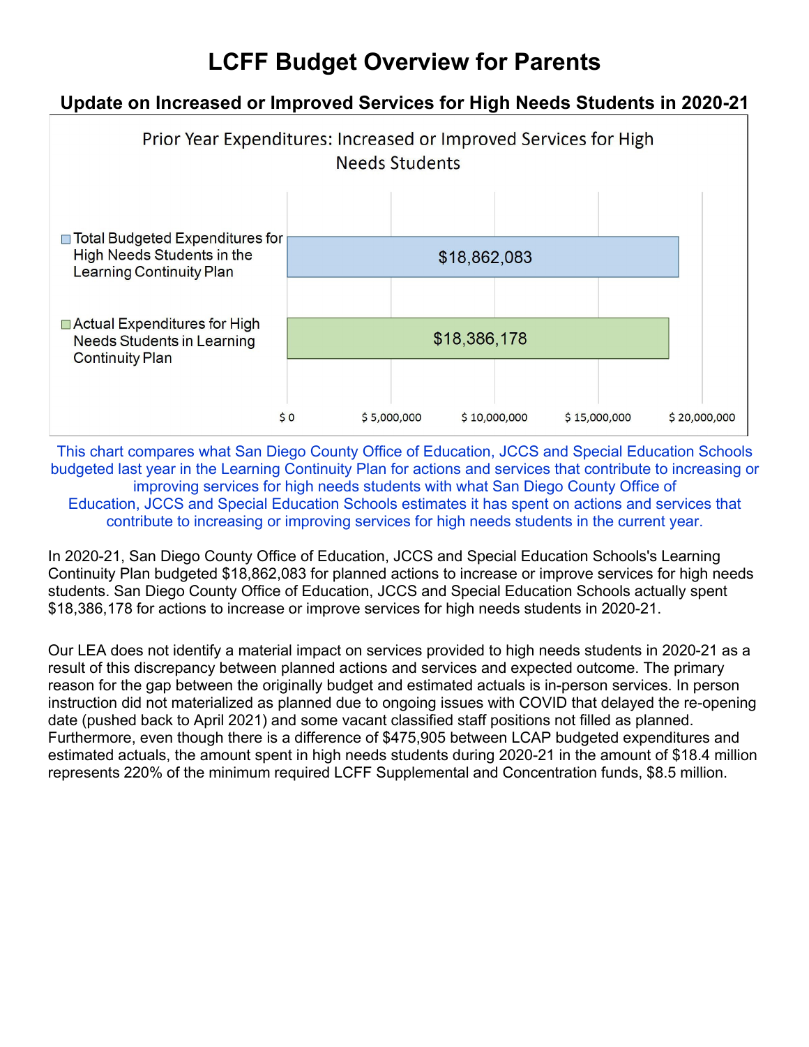# LCFF Budget Overview for Parents

## Update on Increased or Improved Services for High Needs Students in 2020-21

Prior Year Expenditures: Increased or Improved Services for High Needs Students

Total Budgeted Expenditures for High Needs Students in the Learning Continuity Plan

$18,862,083

Actual Expenditures for High Needs Students in Learning Continuity Plan

$18,386,178

$ 0
$ 5,000,000
$ 10,000,000
$ 15,000,000
$ 20,000,000

This chart compares what San Diego County Office of Education, JCCS and Special Education Schools budgeted last year in the Learning Continuity Plan for actions and services that contribute to increasing or improving services for high needs students with what San Diego County Office of Education, JCCS and Special Education Schools estimates it has spent on actions and services that contribute to increasing or improving services for high needs students in the current year.

In 2020-21, San Diego County Office of Education, JCCS and Special Education Schools's Learning Continuity Plan budgeted $18,862,083 for planned actions to increase or improve services for high needs students. San Diego County Office of Education, JCCS and Special Education Schools actually spent $18,386,178 for actions to increase or improve services for high needs students in 2020-21.

Our LEA does not identify a material impact on services provided to high needs students in 2020-21 as a result of this discrepancy between planned actions and services and expected outcome. The primary reason for the gap between the originally budget and estimated actuals is in-person services. In person instruction did not materialized as planned due to ongoing issues with COVID that delayed the re-opening date (pushed back to April 2021) and some vacant classified staff positions not filled as planned. Furthermore, even though there is a difference of $475,905 between LCAP budgeted expenditures and estimated actuals, the amount spent in high needs students during 2020-21 in the amount of $18.4 million represents 220% of the minimum required LCFF Supplemental and Concentration funds, $8.5 million.